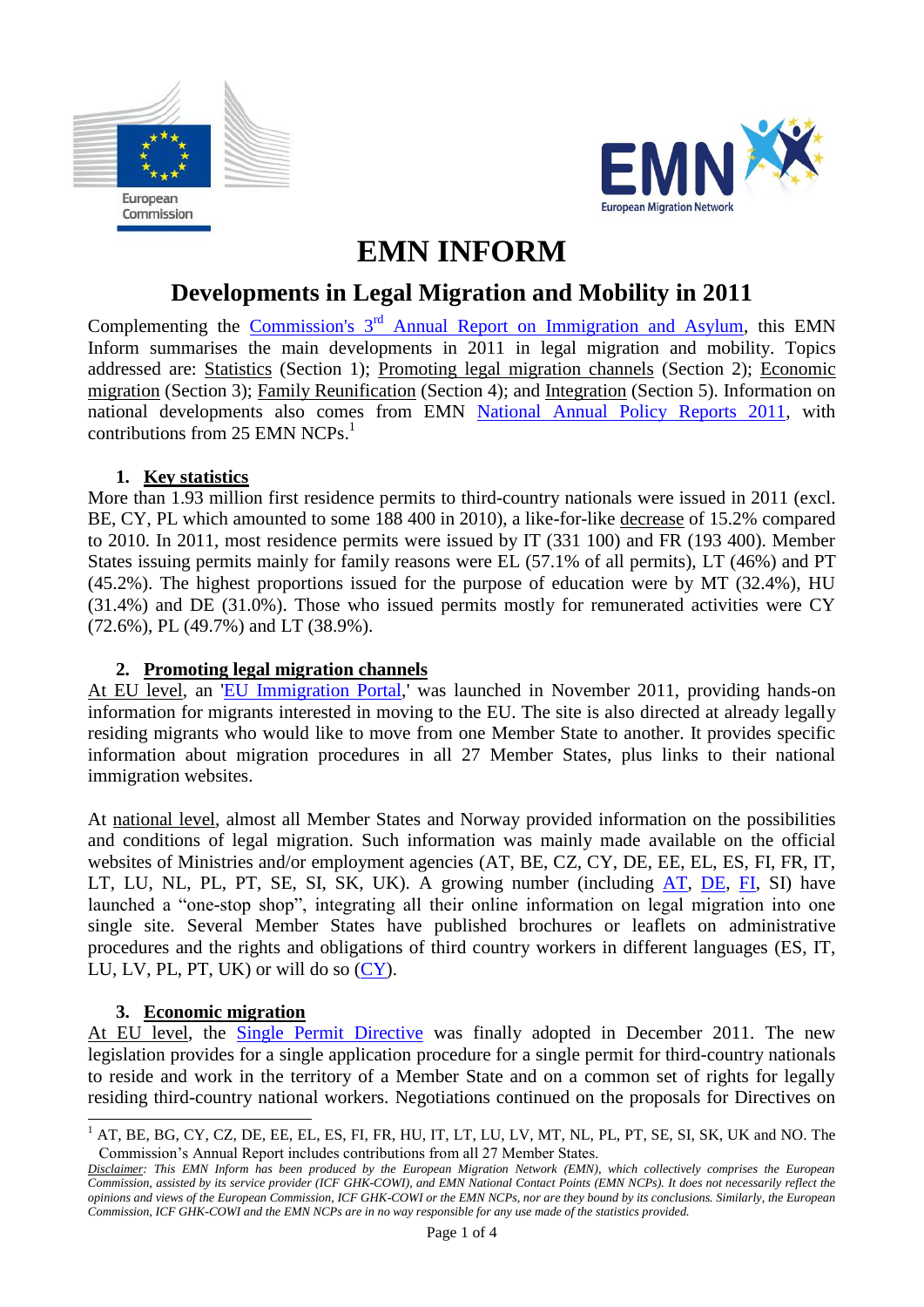# EMN INFORM

## Developments in Legal Migration and Mobility in 2011

Complementing the Commission's 3rd Annual Report on Immigration and Asylum, this EMN Inform summarises the main developments in 2011 in legal migration and mobility. Topics addressed are: Statistics (Section 1); Promoting legal migration channels (Section 2); Economic migration (Section 3); Family Reunification (Section 4); and Integration (Section 5). Information on national developments also comes from EMN National Annual Policy Reports 2011, with contributions from 25 EMN NCPs.[1]

### 1. Key statistics

More than 1.93 million first residence permits to third-country nationals were issued in 2011 (excl. BE, CY, PL which amounted to some 188 400 in 2010), a like-for-like decrease of 15.2% compared to 2010. In 2011, most residence permits were issued by IT (331 100) and FR (193 400). Member States issuing permits mainly for family reasons were EL (57.1% of all permits), LT (46%) and PT (45.2%). The highest proportions issued for the purpose of education were by MT (32.4%), HU (31.4%) and DE (31.0%). Those who issued permits mostly for remunerated activities were CY (72.6%), PL (49.7%) and LT (38.9%).

### 2. Promoting legal migration channels

At EU level, an 'EU Immigration Portal,' was launched in November 2011, providing hands-on information for migrants interested in moving to the EU. The site is also directed at already legally residing migrants who would like to move from one Member State to another. It provides specific information about migration procedures in all 27 Member States, plus links to their national immigration websites.

At national level, almost all Member States and Norway provided information on the possibilities and conditions of legal migration. Such information was mainly made available on the official websites of Ministries and/or employment agencies (AT, BE, CZ, CY, DE, EE, EL, ES, FI, FR, IT, LT, LU, NL, PL, PT, SE, SI, SK, UK). A growing number (including AT, DE, FI, SI) have launched a "one-stop shop", integrating all their online information on legal migration into one single site. Several Member States have published brochures or leaflets on administrative procedures and the rights and obligations of third country workers in different languages (ES, IT, LU, LV, PL, PT, UK) or will do so (CY).

### 3. Economic migration

At EU level, the Single Permit Directive was finally adopted in December 2011. The new legislation provides for a single application procedure for a single permit for third-country nationals to reside and work in the territory of a Member State and on a common set of rights for legally residing third-country national workers. Negotiations continued on the proposals for Directives on

[1] AT, BE, BG, CY, CZ, DE, EE, EL, ES, FI, FR, HU, IT, LT, LU, LV, MT, NL, PL, PT, SE, SI, SK, UK and NO. The Commission's Annual Report includes contributions from all 27 Member States.

*Disclaimer: This EMN Inform has been produced by the European Migration Network (EMN), which collectively comprises the European Commission, assisted by its service provider (ICF GHK-COWI), and EMN National Contact Points (EMN NCPs). It does not necessarily reflect the opinions and views of the European Commission, ICF GHK-COWI or the EMN NCPs, nor are they bound by its conclusions. Similarly, the European Commission, ICF GHK-COWI and the EMN NCPs are in no way responsible for any use made of the statistics provided.*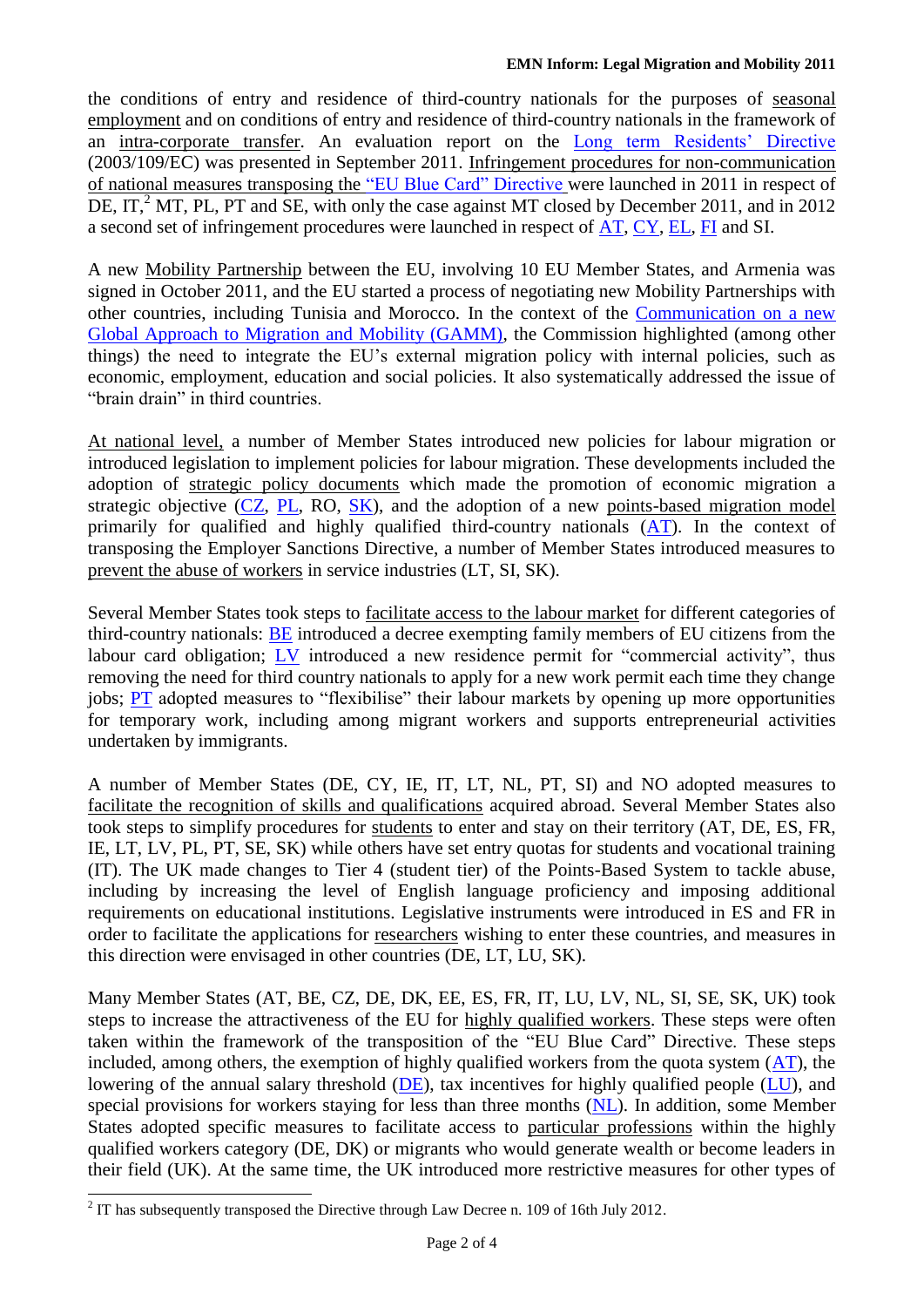the conditions of entry and residence of third-country nationals for the purposes of seasonal employment and on conditions of entry and residence of third-country nationals in the framework of an intra-corporate transfer. An evaluation report on the Long term Residents' Directive (2003/109/EC) was presented in September 2011. Infringement procedures for non-communication of national measures transposing the "EU Blue Card" Directive were launched in 2011 in respect of DE, IT,[2] MT, PL, PT and SE, with only the case against MT closed by December 2011, and in 2012 a second set of infringement procedures were launched in respect of AT, CY, EL, FI and SI.

A new Mobility Partnership between the EU, involving 10 EU Member States, and Armenia was signed in October 2011, and the EU started a process of negotiating new Mobility Partnerships with other countries, including Tunisia and Morocco. In the context of the Communication on a new Global Approach to Migration and Mobility (GAMM), the Commission highlighted (among other things) the need to integrate the EU's external migration policy with internal policies, such as economic, employment, education and social policies. It also systematically addressed the issue of "brain drain" in third countries.

At national level, a number of Member States introduced new policies for labour migration or introduced legislation to implement policies for labour migration. These developments included the adoption of strategic policy documents which made the promotion of economic migration a strategic objective (CZ, PL, RO, SK), and the adoption of a new points-based migration model primarily for qualified and highly qualified third-country nationals (AT). In the context of transposing the Employer Sanctions Directive, a number of Member States introduced measures to prevent the abuse of workers in service industries (LT, SI, SK).

Several Member States took steps to facilitate access to the labour market for different categories of third-country nationals: BE introduced a decree exempting family members of EU citizens from the labour card obligation; LV introduced a new residence permit for "commercial activity", thus removing the need for third country nationals to apply for a new work permit each time they change jobs; PT adopted measures to "flexibilise" their labour markets by opening up more opportunities for temporary work, including among migrant workers and supports entrepreneurial activities undertaken by immigrants.

A number of Member States (DE, CY, IE, IT, LT, NL, PT, SI) and NO adopted measures to facilitate the recognition of skills and qualifications acquired abroad. Several Member States also took steps to simplify procedures for students to enter and stay on their territory (AT, DE, ES, FR, IE, LT, LV, PL, PT, SE, SK) while others have set entry quotas for students and vocational training (IT). The UK made changes to Tier 4 (student tier) of the Points-Based System to tackle abuse, including by increasing the level of English language proficiency and imposing additional requirements on educational institutions. Legislative instruments were introduced in ES and FR in order to facilitate the applications for researchers wishing to enter these countries, and measures in this direction were envisaged in other countries (DE, LT, LU, SK).

Many Member States (AT, BE, CZ, DE, DK, EE, ES, FR, IT, LU, LV, NL, SI, SE, SK, UK) took steps to increase the attractiveness of the EU for highly qualified workers. These steps were often taken within the framework of the transposition of the "EU Blue Card" Directive. These steps included, among others, the exemption of highly qualified workers from the quota system (AT), the lowering of the annual salary threshold (DE), tax incentives for highly qualified people (LU), and special provisions for workers staying for less than three months (NL). In addition, some Member States adopted specific measures to facilitate access to particular professions within the highly qualified workers category (DE, DK) or migrants who would generate wealth or become leaders in their field (UK). At the same time, the UK introduced more restrictive measures for other types of

[2] IT has subsequently transposed the Directive through Law Decree n. 109 of 16th July 2012.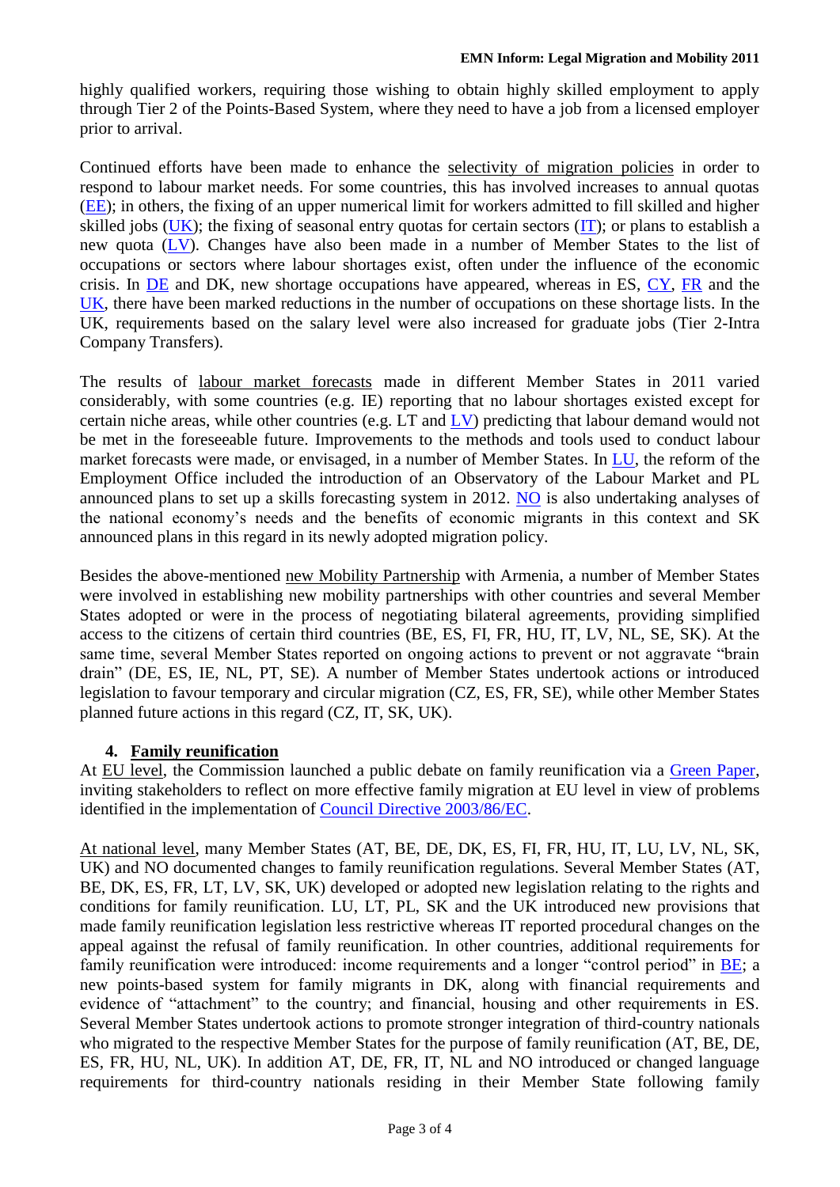highly qualified workers, requiring those wishing to obtain highly skilled employment to apply through Tier 2 of the Points-Based System, where they need to have a job from a licensed employer prior to arrival.

Continued efforts have been made to enhance the selectivity of migration policies in order to respond to labour market needs. For some countries, this has involved increases to annual quotas (EE); in others, the fixing of an upper numerical limit for workers admitted to fill skilled and higher skilled jobs (UK); the fixing of seasonal entry quotas for certain sectors (IT); or plans to establish a new quota (LV). Changes have also been made in a number of Member States to the list of occupations or sectors where labour shortages exist, often under the influence of the economic crisis. In DE and DK, new shortage occupations have appeared, whereas in ES, CY, FR and the UK, there have been marked reductions in the number of occupations on these shortage lists. In the UK, requirements based on the salary level were also increased for graduate jobs (Tier 2-Intra Company Transfers).

The results of labour market forecasts made in different Member States in 2011 varied considerably, with some countries (e.g. IE) reporting that no labour shortages existed except for certain niche areas, while other countries (e.g. LT and LV) predicting that labour demand would not be met in the foreseeable future. Improvements to the methods and tools used to conduct labour market forecasts were made, or envisaged, in a number of Member States. In LU, the reform of the Employment Office included the introduction of an Observatory of the Labour Market and PL announced plans to set up a skills forecasting system in 2012. NO is also undertaking analyses of the national economy's needs and the benefits of economic migrants in this context and SK announced plans in this regard in its newly adopted migration policy.

Besides the above-mentioned new Mobility Partnership with Armenia, a number of Member States were involved in establishing new mobility partnerships with other countries and several Member States adopted or were in the process of negotiating bilateral agreements, providing simplified access to the citizens of certain third countries (BE, ES, FI, FR, HU, IT, LV, NL, SE, SK). At the same time, several Member States reported on ongoing actions to prevent or not aggravate "brain drain" (DE, ES, IE, NL, PT, SE). A number of Member States undertook actions or introduced legislation to favour temporary and circular migration (CZ, ES, FR, SE), while other Member States planned future actions in this regard (CZ, IT, SK, UK).

## 4. Family reunification

At EU level, the Commission launched a public debate on family reunification via a Green Paper, inviting stakeholders to reflect on more effective family migration at EU level in view of problems identified in the implementation of Council Directive 2003/86/EC.

At national level, many Member States (AT, BE, DE, DK, ES, FI, FR, HU, IT, LU, LV, NL, SK, UK) and NO documented changes to family reunification regulations. Several Member States (AT, BE, DK, ES, FR, LT, LV, SK, UK) developed or adopted new legislation relating to the rights and conditions for family reunification. LU, LT, PL, SK and the UK introduced new provisions that made family reunification legislation less restrictive whereas IT reported procedural changes on the appeal against the refusal of family reunification. In other countries, additional requirements for family reunification were introduced: income requirements and a longer "control period" in BE; a new points-based system for family migrants in DK, along with financial requirements and evidence of "attachment" to the country; and financial, housing and other requirements in ES. Several Member States undertook actions to promote stronger integration of third-country nationals who migrated to the respective Member States for the purpose of family reunification (AT, BE, DE, ES, FR, HU, NL, UK). In addition AT, DE, FR, IT, NL and NO introduced or changed language requirements for third-country nationals residing in their Member State following family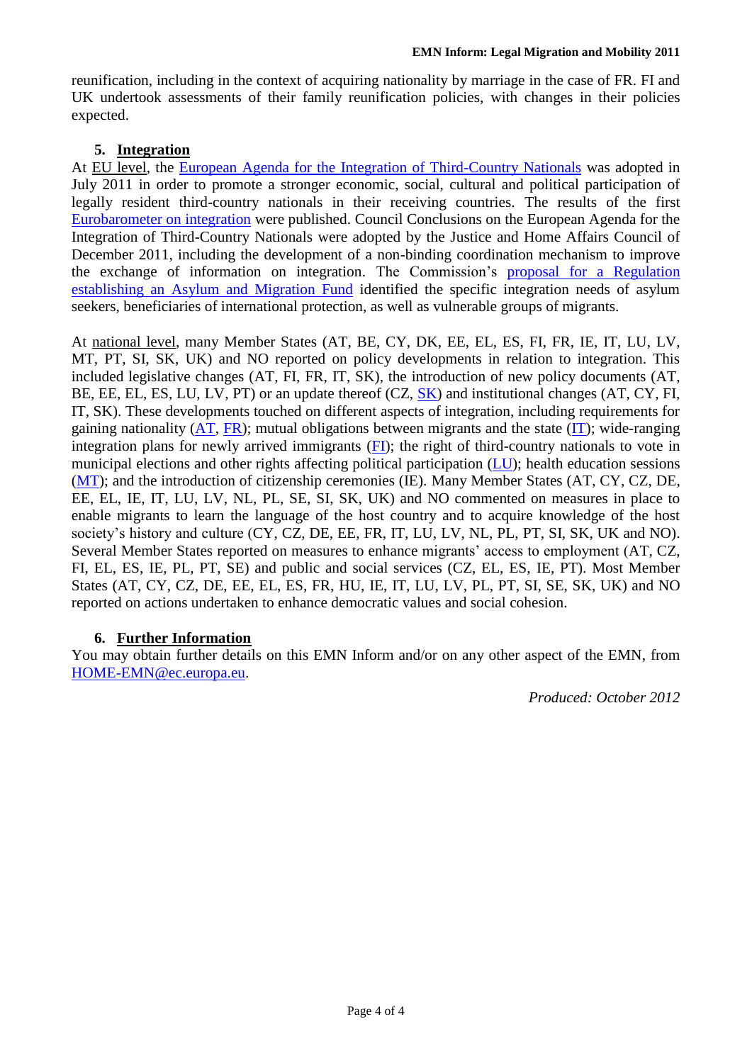reunification, including in the context of acquiring nationality by marriage in the case of FR. FI and UK undertook assessments of their family reunification policies, with changes in their policies expected.

## 5. Integration

At EU level, the European Agenda for the Integration of Third-Country Nationals was adopted in July 2011 in order to promote a stronger economic, social, cultural and political participation of legally resident third-country nationals in their receiving countries. The results of the first Eurobarometer on integration were published. Council Conclusions on the European Agenda for the Integration of Third-Country Nationals were adopted by the Justice and Home Affairs Council of December 2011, including the development of a non-binding coordination mechanism to improve the exchange of information on integration. The Commission's proposal for a Regulation establishing an Asylum and Migration Fund identified the specific integration needs of asylum seekers, beneficiaries of international protection, as well as vulnerable groups of migrants.

At national level, many Member States (AT, BE, CY, DK, EE, EL, ES, FI, FR, IE, IT, LU, LV, MT, PT, SI, SK, UK) and NO reported on policy developments in relation to integration. This included legislative changes (AT, FI, FR, IT, SK), the introduction of new policy documents (AT, BE, EE, EL, ES, LU, LV, PT) or an update thereof (CZ, SK) and institutional changes (AT, CY, FI, IT, SK). These developments touched on different aspects of integration, including requirements for gaining nationality (AT, FR); mutual obligations between migrants and the state (IT); wide-ranging integration plans for newly arrived immigrants (FI); the right of third-country nationals to vote in municipal elections and other rights affecting political participation (LU); health education sessions (MT); and the introduction of citizenship ceremonies (IE). Many Member States (AT, CY, CZ, DE, EE, EL, IE, IT, LU, LV, NL, PL, SE, SI, SK, UK) and NO commented on measures in place to enable migrants to learn the language of the host country and to acquire knowledge of the host society's history and culture (CY, CZ, DE, EE, FR, IT, LU, LV, NL, PL, PT, SI, SK, UK and NO). Several Member States reported on measures to enhance migrants' access to employment (AT, CZ, FI, EL, ES, IE, PL, PT, SE) and public and social services (CZ, EL, ES, IE, PT). Most Member States (AT, CY, CZ, DE, EE, EL, ES, FR, HU, IE, IT, LU, LV, PL, PT, SI, SE, SK, UK) and NO reported on actions undertaken to enhance democratic values and social cohesion.

## 6. Further Information

You may obtain further details on this EMN Inform and/or on any other aspect of the EMN, from HOME-EMN@ec.europa.eu.

*Produced: October 2012*